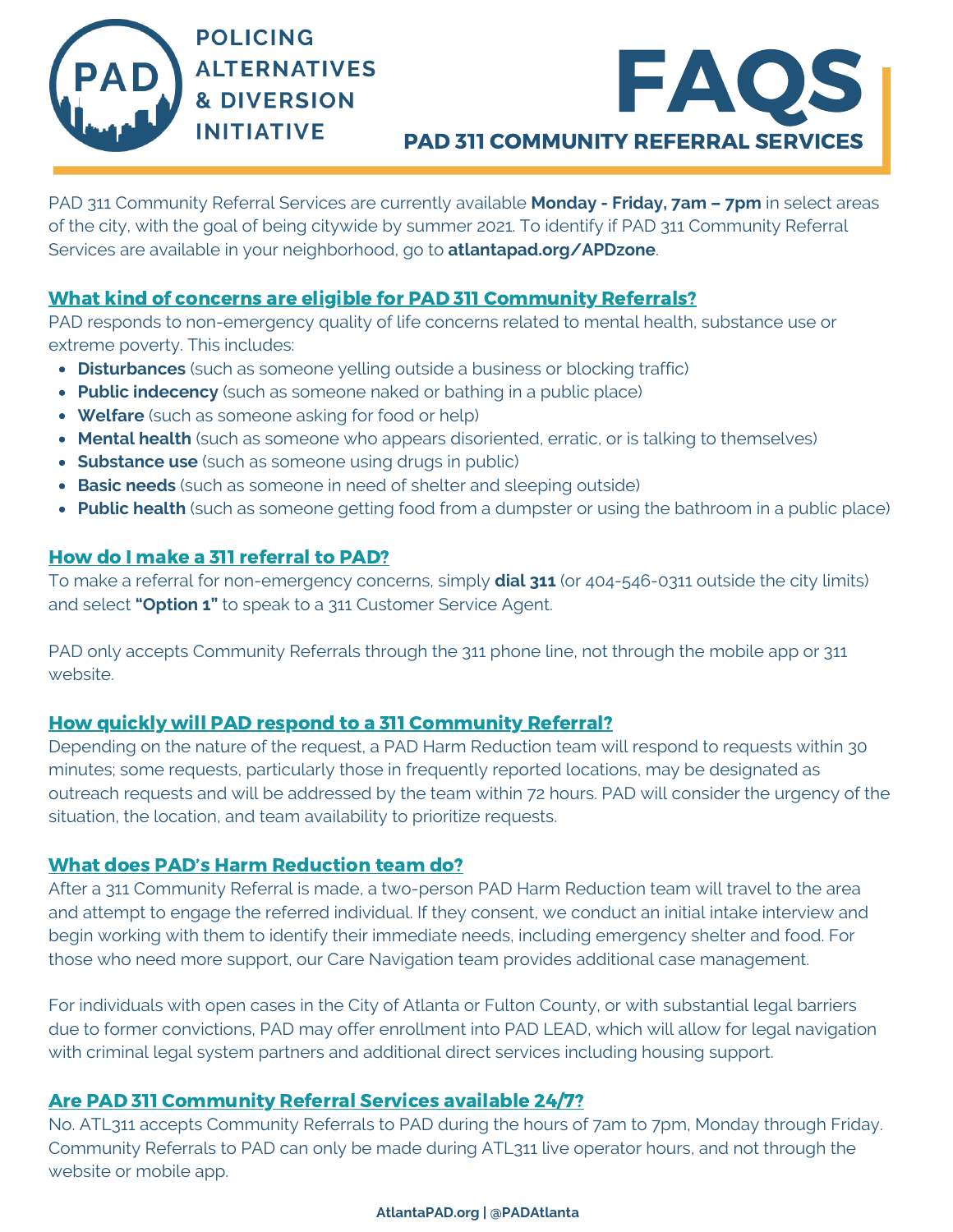# POLICING ALTERNATIVES & DIVERSION INITIATIVE

# FAQS

## PAD 311 COMMUNITY REFERRAL SERVICES

PAD 311 Community Referral Services are currently available **Monday - Friday, 7am – 7pm** in select areas of the city, with the goal of being citywide by summer 2021. To identify if PAD 311 Community Referral Services are available in your neighborhood, go to **atlantapad.org/APDzone**.

### What kind of concerns are eligible for PAD 311 Community Referrals?

PAD responds to non-emergency quality of life concerns related to mental health, substance use or extreme poverty. This includes:

- **Disturbances** (such as someone yelling outside a business or blocking traffic)
- **Public indecency** (such as someone naked or bathing in a public place)
- **Welfare** (such as someone asking for food or help)
- **Mental health** (such as someone who appears disoriented, erratic, or is talking to themselves)
- **Substance use** (such as someone using drugs in public)
- **Basic needs** (such as someone in need of shelter and sleeping outside)
- **Public health** (such as someone getting food from a dumpster or using the bathroom in a public place)

### How do I make a 311 referral to PAD?

To make a referral for non-emergency concerns, simply **dial 311** (or 404-546-0311 outside the city limits) and select **"Option 1"** to speak to a 311 Customer Service Agent.

PAD only accepts Community Referrals through the 311 phone line, not through the mobile app or 311 website.

### How quickly will PAD respond to a 311 Community Referral?

Depending on the nature of the request, a PAD Harm Reduction team will respond to requests within 30 minutes; some requests, particularly those in frequently reported locations, may be designated as outreach requests and will be addressed by the team within 72 hours. PAD will consider the urgency of the situation, the location, and team availability to prioritize requests.

### What does PAD's Harm Reduction team do?

After a 311 Community Referral is made, a two-person PAD Harm Reduction team will travel to the area and attempt to engage the referred individual. If they consent, we conduct an initial intake interview and begin working with them to identify their immediate needs, including emergency shelter and food. For those who need more support, our Care Navigation team provides additional case management.

For individuals with open cases in the City of Atlanta or Fulton County, or with substantial legal barriers due to former convictions, PAD may offer enrollment into PAD LEAD, which will allow for legal navigation with criminal legal system partners and additional direct services including housing support.

### Are PAD 311 Community Referral Services available 24/7?

No. ATL311 accepts Community Referrals to PAD during the hours of 7am to 7pm, Monday through Friday. Community Referrals to PAD can only be made during ATL311 live operator hours, and not through the website or mobile app.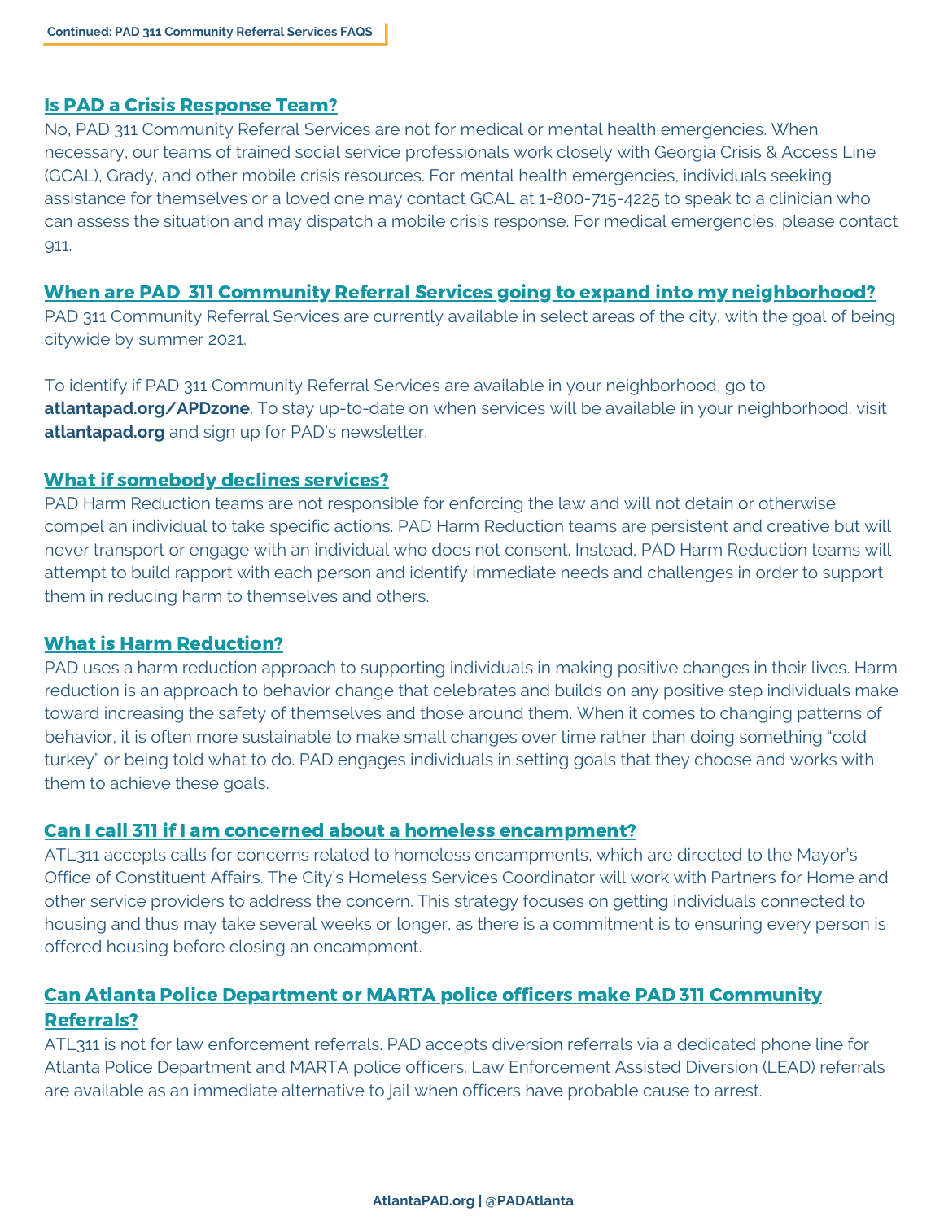## Is PAD a Crisis Response Team?

No, PAD 311 Community Referral Services are not for medical or mental health emergencies. When necessary, our teams of trained social service professionals work closely with Georgia Crisis & Access Line (GCAL), Grady, and other mobile crisis resources. For mental health emergencies, individuals seeking assistance for themselves or a loved one may contact GCAL at 1-800-715-4225 to speak to a clinician who can assess the situation and may dispatch a mobile crisis response. For medical emergencies, please contact 911.

## When are PAD 311 Community Referral Services going to expand into my neighborhood?

PAD 311 Community Referral Services are currently available in select areas of the city, with the goal of being citywide by summer 2021.

To identify if PAD 311 Community Referral Services are available in your neighborhood, go to **atlantapad.org/APDzone**. To stay up-to-date on when services will be available in your neighborhood, visit **atlantapad.org** and sign up for PAD's newsletter.

## What if somebody declines services?

PAD Harm Reduction teams are not responsible for enforcing the law and will not detain or otherwise compel an individual to take specific actions. PAD Harm Reduction teams are persistent and creative but will never transport or engage with an individual who does not consent. Instead, PAD Harm Reduction teams will attempt to build rapport with each person and identify immediate needs and challenges in order to support them in reducing harm to themselves and others.

## What is Harm Reduction?

PAD uses a harm reduction approach to supporting individuals in making positive changes in their lives. Harm reduction is an approach to behavior change that celebrates and builds on any positive step individuals make toward increasing the safety of themselves and those around them. When it comes to changing patterns of behavior, it is often more sustainable to make small changes over time rather than doing something "cold turkey" or being told what to do. PAD engages individuals in setting goals that they choose and works with them to achieve these goals.

## Can I call 311 if I am concerned about a homeless encampment?

ATL311 accepts calls for concerns related to homeless encampments, which are directed to the Mayor's Office of Constituent Affairs. The City's Homeless Services Coordinator will work with Partners for Home and other service providers to address the concern. This strategy focuses on getting individuals connected to housing and thus may take several weeks or longer, as there is a commitment is to ensuring every person is offered housing before closing an encampment.

## Can Atlanta Police Department or MARTA police officers make PAD 311 Community Referrals?

ATL311 is not for law enforcement referrals. PAD accepts diversion referrals via a dedicated phone line for Atlanta Police Department and MARTA police officers. Law Enforcement Assisted Diversion (LEAD) referrals are available as an immediate alternative to jail when officers have probable cause to arrest.